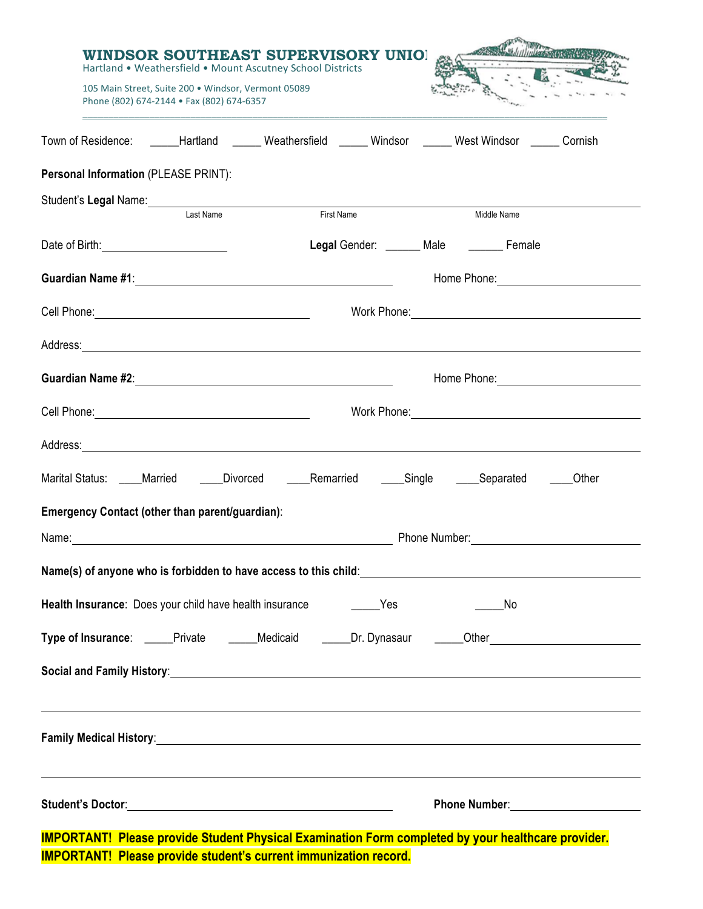# WINDSOR SOUTHEAST SUPERVISORY UNION

Hartland • Weathersfield • Mount Ascutney School Districts

105 Main Street, Suite 200 • Windsor, Vermont 05089
Phone (802) 674-2144 • Fax (802) 674-6357

Town of Residence: _____Hartland _____ Weathersfield _____ Windsor _____ West Windsor _____ Cornish

**Personal Information** (PLEASE PRINT):

Student's **Legal** Name: ______________________________________________
Last Name First Name Middle Name

Date of Birth: ____________________ **Legal** Gender: ______ Male ______ Female

**Guardian Name #1**: ______________________________ Home Phone: ____________________

Cell Phone: ______________________________ Work Phone: ______________________________

Address: ______________________________________________________________________

**Guardian Name #2**: ______________________________ Home Phone: ____________________

Cell Phone: ______________________________ Work Phone: ______________________________

Address: ______________________________________________________________________

Marital Status: ____Married ____Divorced ____Remarried ____Single ____Separated ____Other

**Emergency Contact (other than parent/guardian)**:

Name: ______________________________________ Phone Number: ____________________

**Name(s) of anyone who is forbidden to have access to this child**: ______________________________

**Health Insurance**: Does your child have health insurance _____Yes _____No

**Type of Insurance**: _____Private _____Medicaid _____Dr. Dynasaur _____Other____________________

**Social and Family History**: ______________________________________________________________

______________________________________________________________________________

**Family Medical History**: ________________________________________________________________

______________________________________________________________________________

**Student's Doctor**: ______________________________________ **Phone Number**: ____________________

**IMPORTANT! Please provide Student Physical Examination Form completed by your healthcare provider.**
**IMPORTANT! Please provide student's current immunization record.**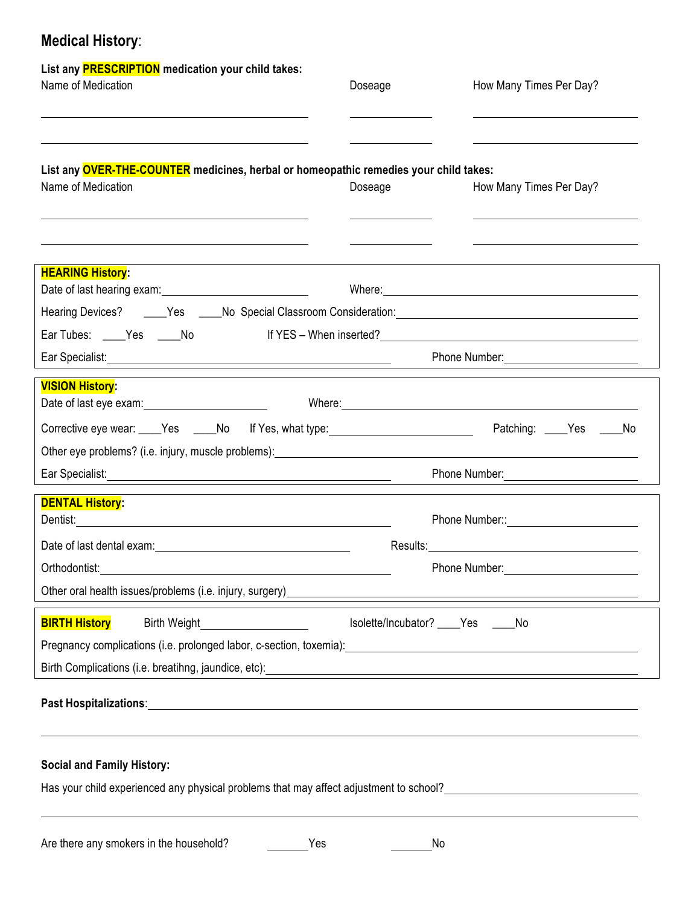## **Medical History**:

**List any PRESCRIPTION medication your child takes:**

| Name of Medication | Doseage | How Many Times Per Day? |
|---|---|---|
| | | |
| | | |

**List any OVER-THE-COUNTER medicines, herbal or homeopathic remedies your child takes:**

| Name of Medication | Doseage | How Many Times Per Day? |
|---|---|---|
| | | |
| | | |

**HEARING History:**

Date of last hearing exam: ______________________ Where: ______________________

Hearing Devices? ____Yes ____No Special Classroom Consideration: ______________________

Ear Tubes: ____Yes ____No If YES – When inserted? ______________________

Ear Specialist: ______________________ Phone Number: ______________________

**VISION History:**

Date of last eye exam: ______________________ Where: ______________________

Corrective eye wear: ____Yes ____No If Yes, what type: ______________________ Patching: ____Yes ____No

Other eye problems? (i.e. injury, muscle problems): ______________________

Ear Specialist: ______________________ Phone Number: ______________________

**DENTAL History:**

Dentist: ______________________ Phone Number:: ______________________

Date of last dental exam: ______________________ Results: ______________________

Orthodontist: ______________________ Phone Number: ______________________

Other oral health issues/problems (i.e. injury, surgery) ______________________

**BIRTH History** Birth Weight ______________________ Isolette/Incubator? ____Yes ____No

Pregnancy complications (i.e. prolonged labor, c-section, toxemia): ______________________

Birth Complications (i.e. breatihng, jaundice, etc): ______________________

**Past Hospitalizations**: ______________________

______________________

**Social and Family History:**

Has your child experienced any physical problems that may affect adjustment to school? ______________________

______________________

Are there any smokers in the household? ______Yes ______No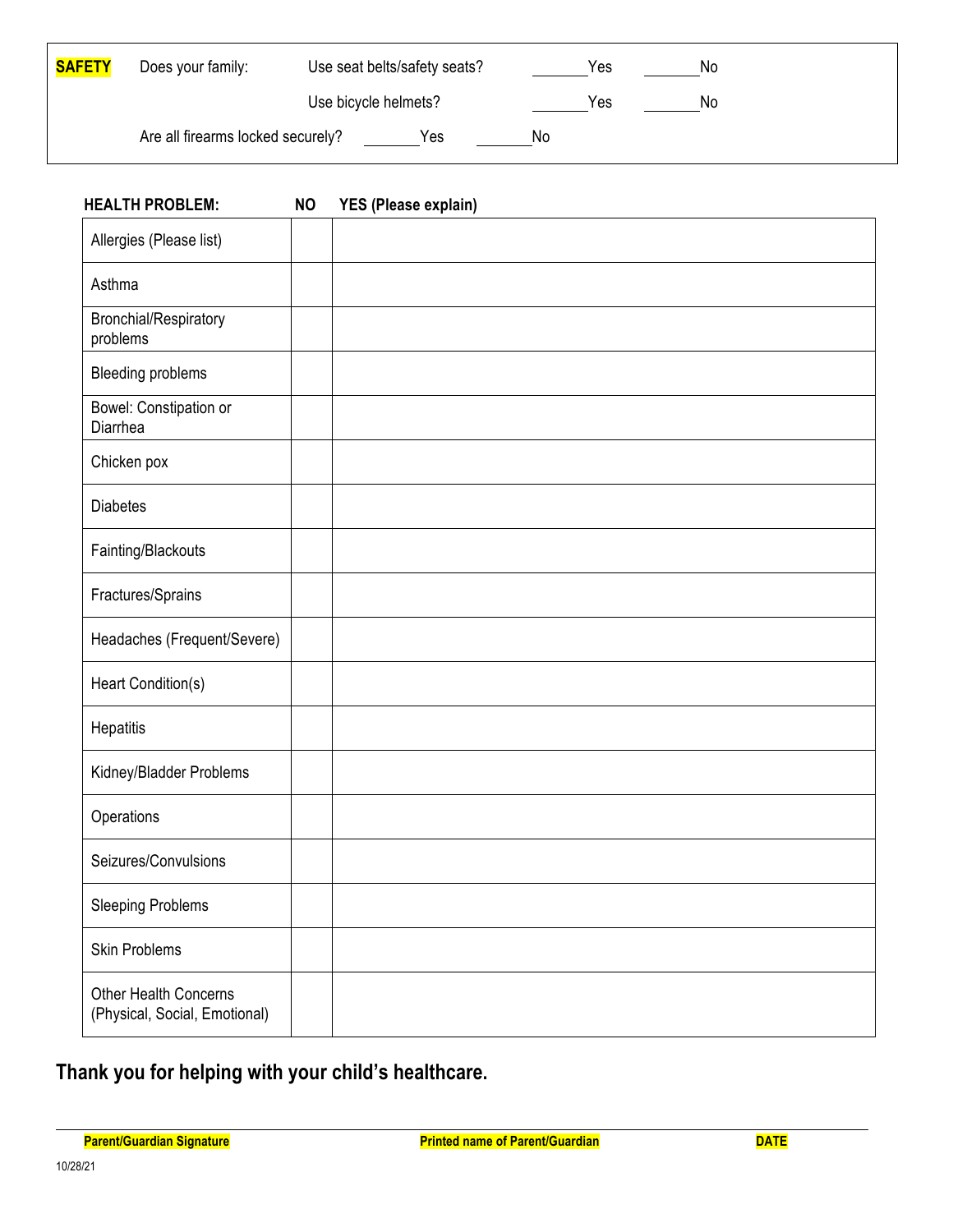**SAFETY** Does your family: Use seat belts/safety seats? _______Yes _______No

Use bicycle helmets? _______Yes _______No

Are all firearms locked securely? _______Yes _______No

| HEALTH PROBLEM: | NO | YES (Please explain) |
|---|---|---|
| Allergies (Please list) | | |
| Asthma | | |
| Bronchial/Respiratory problems | | |
| Bleeding problems | | |
| Bowel: Constipation or Diarrhea | | |
| Chicken pox | | |
| Diabetes | | |
| Fainting/Blackouts | | |
| Fractures/Sprains | | |
| Headaches (Frequent/Severe) | | |
| Heart Condition(s) | | |
| Hepatitis | | |
| Kidney/Bladder Problems | | |
| Operations | | |
| Seizures/Convulsions | | |
| Sleeping Problems | | |
| Skin Problems | | |
| Other Health Concerns (Physical, Social, Emotional) | | |

## Thank you for helping with your child's healthcare.

**Parent/Guardian Signature** **Printed name of Parent/Guardian** **DATE**

10/28/21